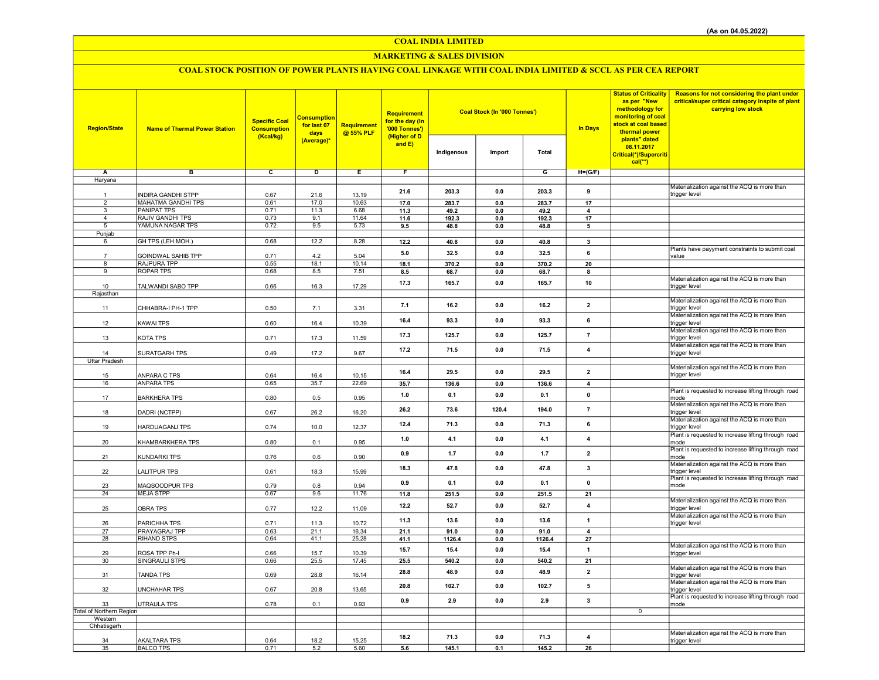(As on 04.05.2022)

# COAL INDIA LIMITED

## MARKETING & SALES DIVISION

### COAL STOCK POSITION OF POWER PLANTS HAVING COAL LINKAGE WITH COAL INDIA LIMITED & SCCL AS PER CEA REPORT

| Region/State | Name of Thermal Power Station | Specific Coal Consumption (Kcal/kg) | Consumption for last 07 days (Average)* | Requirement @ 55% PLF | Requirement for the day (In '000 Tonnes') (Higher of D and E) | Coal Stock (In '000 Tonnes') | | | In Days | Status of Criticality as per "New methodology for monitoring of coal stock at coal based thermal power plants" dated 08.11.2017 Critical(*)/Supercritical(**) | Reasons for not considering the plant under critical/super critical category inspite of plant carrying low stock |
|---|---|---|---|---|---|---|---|---|---|---|---|
| | | | | | | Indigenous | Import | Total | | | |
| A | B | C | D | E | F | | | G | H=(G/F) | | |
| Haryana | | | | | | | | | | | |
| 1 | INDIRA GANDHI STPP | 0.67 | 21.6 | 13.19 | 21.6 | 203.3 | 0.0 | 203.3 | 9 | | Materialization against the ACQ is more than trigger level |
| 2 | MAHATMA GANDHI TPS | 0.61 | 17.0 | 10.63 | 17.0 | 283.7 | 0.0 | 283.7 | 17 | | |
| 3 | PANIPAT TPS | 0.71 | 11.3 | 6.68 | 11.3 | 49.2 | 0.0 | 49.2 | 4 | | |
| 4 | RAJIV GANDHI TPS | 0.73 | 9.1 | 11.64 | 11.6 | 192.3 | 0.0 | 192.3 | 17 | | |
| 5 | YAMUNA NAGAR TPS | 0.72 | 9.5 | 5.73 | 9.5 | 48.8 | 0.0 | 48.8 | 5 | | |
| Punjab | | | | | | | | | | | |
| 6 | GH TPS (LEH.MOH.) | 0.68 | 12.2 | 8.28 | 12.2 | 40.8 | 0.0 | 40.8 | 3 | | |
| 7 | GOINDWAL SAHIB TPP | 0.71 | 4.2 | 5.04 | 5.0 | 32.5 | 0.0 | 32.5 | 6 | | Plants have payyment constraints to submit coal value |
| 8 | RAJPURA TPP | 0.55 | 18.1 | 10.14 | 18.1 | 370.2 | 0.0 | 370.2 | 20 | | |
| 9 | ROPAR TPS | 0.68 | 8.5 | 7.51 | 8.5 | 68.7 | 0.0 | 68.7 | 8 | | |
| 10 | TALWANDI SABO TPP | 0.66 | 16.3 | 17.29 | 17.3 | 165.7 | 0.0 | 165.7 | 10 | | Materialization against the ACQ is more than trigger level |
| Rajasthan | | | | | | | | | | | |
| 11 | CHHABRA-I PH-1 TPP | 0.50 | 7.1 | 3.31 | 7.1 | 16.2 | 0.0 | 16.2 | 2 | | Materialization against the ACQ is more than trigger level |
| 12 | KAWAI TPS | 0.60 | 16.4 | 10.39 | 16.4 | 93.3 | 0.0 | 93.3 | 6 | | Materialization against the ACQ is more than trigger level |
| 13 | KOTA TPS | 0.71 | 17.3 | 11.59 | 17.3 | 125.7 | 0.0 | 125.7 | 7 | | Materialization against the ACQ is more than trigger level |
| 14 | SURATGARH TPS | 0.49 | 17.2 | 9.67 | 17.2 | 71.5 | 0.0 | 71.5 | 4 | | Materialization against the ACQ is more than trigger level |
| Uttar Pradesh | | | | | | | | | | | |
| 15 | ANPARA C TPS | 0.64 | 16.4 | 10.15 | 16.4 | 29.5 | 0.0 | 29.5 | 2 | | Materialization against the ACQ is more than trigger level |
| 16 | ANPARA TPS | 0.65 | 35.7 | 22.69 | 35.7 | 136.6 | 0.0 | 136.6 | 4 | | |
| 17 | BARKHERA TPS | 0.80 | 0.5 | 0.95 | 1.0 | 0.1 | 0.0 | 0.1 | 0 | | Plant is requested to increase lifting through road mode |
| 18 | DADRI (NCTPP) | 0.67 | 26.2 | 16.20 | 26.2 | 73.6 | 120.4 | 194.0 | 7 | | Materialization against the ACQ is more than trigger level |
| 19 | HARDUAGANJ TPS | 0.74 | 10.0 | 12.37 | 12.4 | 71.3 | 0.0 | 71.3 | 6 | | Materialization against the ACQ is more than trigger level |
| 20 | KHAMBARKHERA TPS | 0.80 | 0.1 | 0.95 | 1.0 | 4.1 | 0.0 | 4.1 | 4 | | Plant is requested to increase lifting through road mode |
| 21 | KUNDARKI TPS | 0.76 | 0.6 | 0.90 | 0.9 | 1.7 | 0.0 | 1.7 | 2 | | Plant is requested to increase lifting through road mode |
| 22 | LALITPUR TPS | 0.61 | 18.3 | 15.99 | 18.3 | 47.8 | 0.0 | 47.8 | 3 | | Materialization against the ACQ is more than trigger level |
| 23 | MAQSOODPUR TPS | 0.79 | 0.8 | 0.94 | 0.9 | 0.1 | 0.0 | 0.1 | 0 | | Plant is requested to increase lifting through road mode |
| 24 | MEJA STPP | 0.67 | 9.6 | 11.76 | 11.8 | 251.5 | 0.0 | 251.5 | 21 | | |
| 25 | OBRA TPS | 0.77 | 12.2 | 11.09 | 12.2 | 52.7 | 0.0 | 52.7 | 4 | | Materialization against the ACQ is more than trigger level |
| 26 | PARICHHA TPS | 0.71 | 11.3 | 10.72 | 11.3 | 13.6 | 0.0 | 13.6 | 1 | | Materialization against the ACQ is more than trigger level |
| 27 | PRAYAGRAJ TPP | 0.63 | 21.1 | 16.34 | 21.1 | 91.0 | 0.0 | 91.0 | 4 | | |
| 28 | RIHAND STPS | 0.64 | 41.1 | 25.28 | 41.1 | 1126.4 | 0.0 | 1126.4 | 27 | | |
| 29 | ROSA TPP Ph-I | 0.66 | 15.7 | 10.39 | 15.7 | 15.4 | 0.0 | 15.4 | 1 | | Materialization against the ACQ is more than trigger level |
| 30 | SINGRAULI STPS | 0.66 | 25.5 | 17.45 | 25.5 | 540.2 | 0.0 | 540.2 | 21 | | |
| 31 | TANDA TPS | 0.69 | 28.8 | 16.14 | 28.8 | 48.9 | 0.0 | 48.9 | 2 | | Materialization against the ACQ is more than trigger level |
| 32 | UNCHAHAR TPS | 0.67 | 20.8 | 13.65 | 20.8 | 102.7 | 0.0 | 102.7 | 5 | | Materialization against the ACQ is more than trigger level |
| 33 | UTRAULA TPS | 0.78 | 0.1 | 0.93 | 0.9 | 2.9 | 0.0 | 2.9 | 3 | | Plant is requested to increase lifting through road mode |
| Total of Northern Region | | | | | | | | | | 0 | |
| Western | | | | | | | | | | | |
| Chhatisgarh | | | | | | | | | | | |
| 34 | AKALTARA TPS | 0.64 | 18.2 | 15.25 | 18.2 | 71.3 | 0.0 | 71.3 | 4 | | Materialization against the ACQ is more than trigger level |
| 35 | BALCO TPS | 0.71 | 5.2 | 5.60 | 5.6 | 145.1 | 0.1 | 145.2 | 26 | | |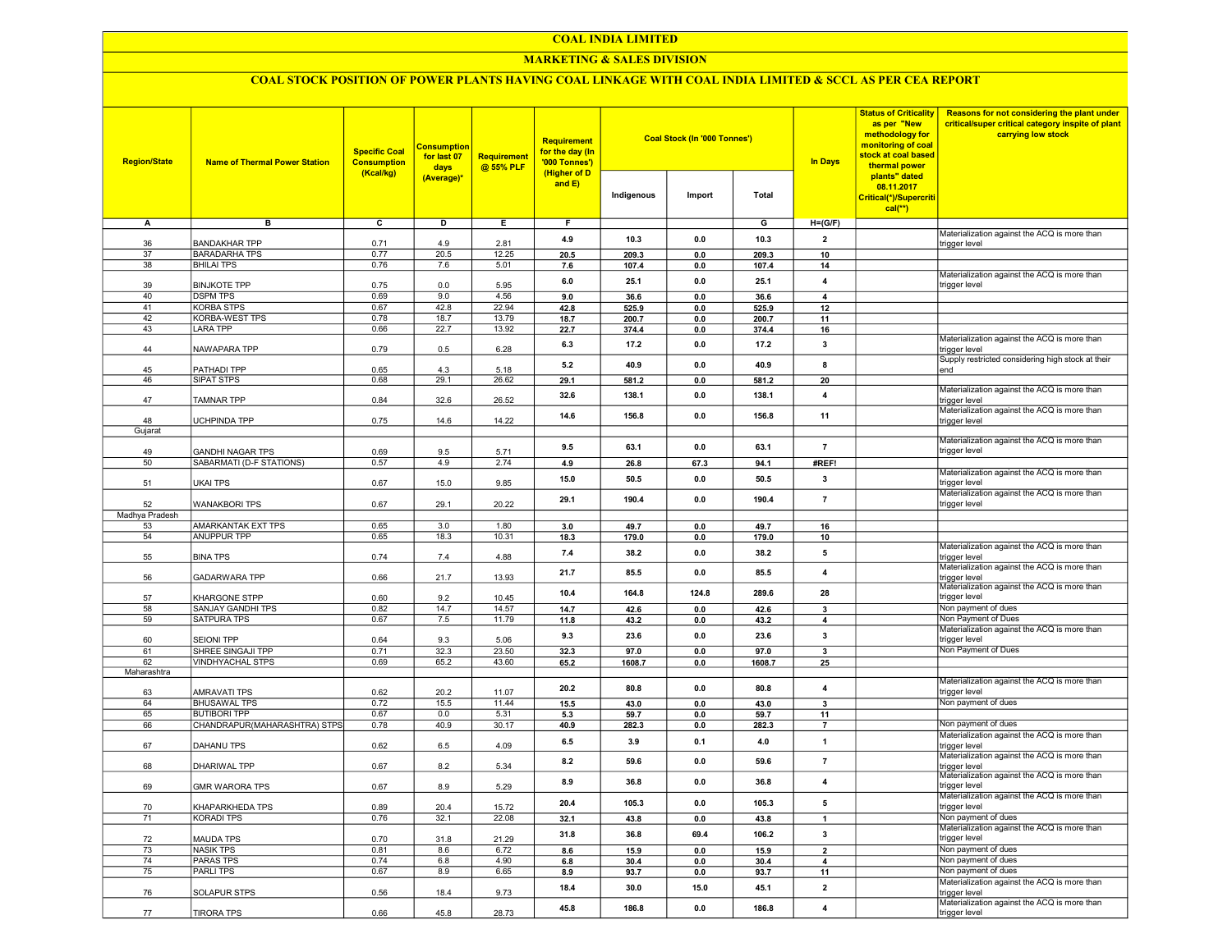# COAL INDIA LIMITED

## MARKETING & SALES DIVISION

### COAL STOCK POSITION OF POWER PLANTS HAVING COAL LINKAGE WITH COAL INDIA LIMITED & SCCL AS PER CEA REPORT

| Region/State | Name of Thermal Power Station | Specific Coal Consumption (Kcal/kg) | Consumption for last 07 days (Average)* | Requirement @ 55% PLF | Requirement for the day (In '000 Tonnes') (Higher of D and E) | Coal Stock (In '000 Tonnes') | | | In Days | Status of Criticality as per "New methodology for monitoring of coal stock at coal based thermal power plants" dated 08.11.2017 Critical(*)/Supercritical(**) | Reasons for not considering the plant under critical/super critical category inspite of plant carrying low stock |
|---|---|---|---|---|---|---|---|---|---|---|---|
| | | | | | | Indigenous | Import | Total | | | |
| A | B | C | D | E | F | | | G | H=(G/F) | | |
| 36 | BANDAKHAR TPP | 0.71 | 4.9 | 2.81 | 4.9 | 10.3 | 0.0 | 10.3 | 2 | | Materialization against the ACQ is more than trigger level |
| 37 | BARADARHA TPS | 0.77 | 20.5 | 12.25 | 20.5 | 209.3 | 0.0 | 209.3 | 10 | | |
| 38 | BHILAI TPS | 0.76 | 7.6 | 5.01 | 7.6 | 107.4 | 0.0 | 107.4 | 14 | | |
| 39 | BINJKOTE TPP | 0.75 | 0.0 | 5.95 | 6.0 | 25.1 | 0.0 | 25.1 | 4 | | Materialization against the ACQ is more than trigger level |
| 40 | DSPM TPS | 0.69 | 9.0 | 4.56 | 9.0 | 36.6 | 0.0 | 36.6 | 4 | | |
| 41 | KORBA STPS | 0.67 | 42.8 | 22.94 | 42.8 | 525.9 | 0.0 | 525.9 | 12 | | |
| 42 | KORBA-WEST TPS | 0.78 | 18.7 | 13.79 | 18.7 | 200.7 | 0.0 | 200.7 | 11 | | |
| 43 | LARA TPP | 0.66 | 22.7 | 13.92 | 22.7 | 374.4 | 0.0 | 374.4 | 16 | | |
| 44 | NAWAPARA TPP | 0.79 | 0.5 | 6.28 | 6.3 | 17.2 | 0.0 | 17.2 | 3 | | Materialization against the ACQ is more than trigger level |
| 45 | PATHADI TPP | 0.65 | 4.3 | 5.18 | 5.2 | 40.9 | 0.0 | 40.9 | 8 | | Supply restricted considering high stock at their end |
| 46 | SIPAT STPS | 0.68 | 29.1 | 26.62 | 29.1 | 581.2 | 0.0 | 581.2 | 20 | | |
| 47 | TAMNAR TPP | 0.84 | 32.6 | 26.52 | 32.6 | 138.1 | 0.0 | 138.1 | 4 | | Materialization against the ACQ is more than trigger level |
| 48 | UCHPINDA TPP | 0.75 | 14.6 | 14.22 | 14.6 | 156.8 | 0.0 | 156.8 | 11 | | Materialization against the ACQ is more than trigger level |
| Gujarat | | | | | | | | | | | |
| 49 | GANDHI NAGAR TPS | 0.69 | 9.5 | 5.71 | 9.5 | 63.1 | 0.0 | 63.1 | 7 | | Materialization against the ACQ is more than trigger level |
| 50 | SABARMATI (D-F STATIONS) | 0.57 | 4.9 | 2.74 | 4.9 | 26.8 | 67.3 | 94.1 | #REF! | | |
| 51 | UKAI TPS | 0.67 | 15.0 | 9.85 | 15.0 | 50.5 | 0.0 | 50.5 | 3 | | Materialization against the ACQ is more than trigger level |
| 52 | WANAKBORI TPS | 0.67 | 29.1 | 20.22 | 29.1 | 190.4 | 0.0 | 190.4 | 7 | | Materialization against the ACQ is more than trigger level |
| Madhya Pradesh | | | | | | | | | | | |
| 53 | AMARKANTAK EXT TPS | 0.65 | 3.0 | 1.80 | 3.0 | 49.7 | 0.0 | 49.7 | 16 | | |
| 54 | ANUPPUR TPP | 0.65 | 18.3 | 10.31 | 18.3 | 179.0 | 0.0 | 179.0 | 10 | | |
| 55 | BINA TPS | 0.74 | 7.4 | 4.88 | 7.4 | 38.2 | 0.0 | 38.2 | 5 | | Materialization against the ACQ is more than trigger level |
| 56 | GADARWARA TPP | 0.66 | 21.7 | 13.93 | 21.7 | 85.5 | 0.0 | 85.5 | 4 | | Materialization against the ACQ is more than trigger level |
| 57 | KHARGONE STPP | 0.60 | 9.2 | 10.45 | 10.4 | 164.8 | 124.8 | 289.6 | 28 | | Materialization against the ACQ is more than trigger level |
| 58 | SANJAY GANDHI TPS | 0.82 | 14.7 | 14.57 | 14.7 | 42.6 | 0.0 | 42.6 | 3 | | Non payment of dues |
| 59 | SATPURA TPS | 0.67 | 7.5 | 11.79 | 11.8 | 43.2 | 0.0 | 43.2 | 4 | | Non Payment of Dues |
| 60 | SEIONI TPP | 0.64 | 9.3 | 5.06 | 9.3 | 23.6 | 0.0 | 23.6 | 3 | | Materialization against the ACQ is more than trigger level |
| 61 | SHREE SINGAJI TPP | 0.71 | 32.3 | 23.50 | 32.3 | 97.0 | 0.0 | 97.0 | 3 | | Non Payment of Dues |
| 62 | VINDHYACHAL STPS | 0.69 | 65.2 | 43.60 | 65.2 | 1608.7 | 0.0 | 1608.7 | 25 | | |
| Maharashtra | | | | | | | | | | | |
| 63 | AMRAVATI TPS | 0.62 | 20.2 | 11.07 | 20.2 | 80.8 | 0.0 | 80.8 | 4 | | Materialization against the ACQ is more than trigger level |
| 64 | BHUSAWAL TPS | 0.72 | 15.5 | 11.44 | 15.5 | 43.0 | 0.0 | 43.0 | 3 | | Non payment of dues |
| 65 | BUTIBORI TPP | 0.67 | 0.0 | 5.31 | 5.3 | 59.7 | 0.0 | 59.7 | 11 | | |
| 66 | CHANDRAPUR(MAHARASHTRA) STPS | 0.78 | 40.9 | 30.17 | 40.9 | 282.3 | 0.0 | 282.3 | 7 | | Non payment of dues |
| 67 | DAHANU TPS | 0.62 | 6.5 | 4.09 | 6.5 | 3.9 | 0.1 | 4.0 | 1 | | Materialization against the ACQ is more than trigger level |
| 68 | DHARIWAL TPP | 0.67 | 8.2 | 5.34 | 8.2 | 59.6 | 0.0 | 59.6 | 7 | | Materialization against the ACQ is more than trigger level |
| 69 | GMR WARORA TPS | 0.67 | 8.9 | 5.29 | 8.9 | 36.8 | 0.0 | 36.8 | 4 | | Materialization against the ACQ is more than trigger level |
| 70 | KHAPARKHEDA TPS | 0.89 | 20.4 | 15.72 | 20.4 | 105.3 | 0.0 | 105.3 | 5 | | Materialization against the ACQ is more than trigger level |
| 71 | KORADI TPS | 0.76 | 32.1 | 22.08 | 32.1 | 43.8 | 0.0 | 43.8 | 1 | | Non payment of dues |
| 72 | MAUDA TPS | 0.70 | 31.8 | 21.29 | 31.8 | 36.8 | 69.4 | 106.2 | 3 | | Materialization against the ACQ is more than trigger level |
| 73 | NASIK TPS | 0.81 | 8.6 | 6.72 | 8.6 | 15.9 | 0.0 | 15.9 | 2 | | Non payment of dues |
| 74 | PARAS TPS | 0.74 | 6.8 | 4.90 | 6.8 | 30.4 | 0.0 | 30.4 | 4 | | Non payment of dues |
| 75 | PARLI TPS | 0.67 | 8.9 | 6.65 | 8.9 | 93.7 | 0.0 | 93.7 | 11 | | Non payment of dues |
| 76 | SOLAPUR STPS | 0.56 | 18.4 | 9.73 | 18.4 | 30.0 | 15.0 | 45.1 | 2 | | Materialization against the ACQ is more than trigger level |
| 77 | TIRORA TPS | 0.66 | 45.8 | 28.73 | 45.8 | 186.8 | 0.0 | 186.8 | 4 | | Materialization against the ACQ is more than trigger level |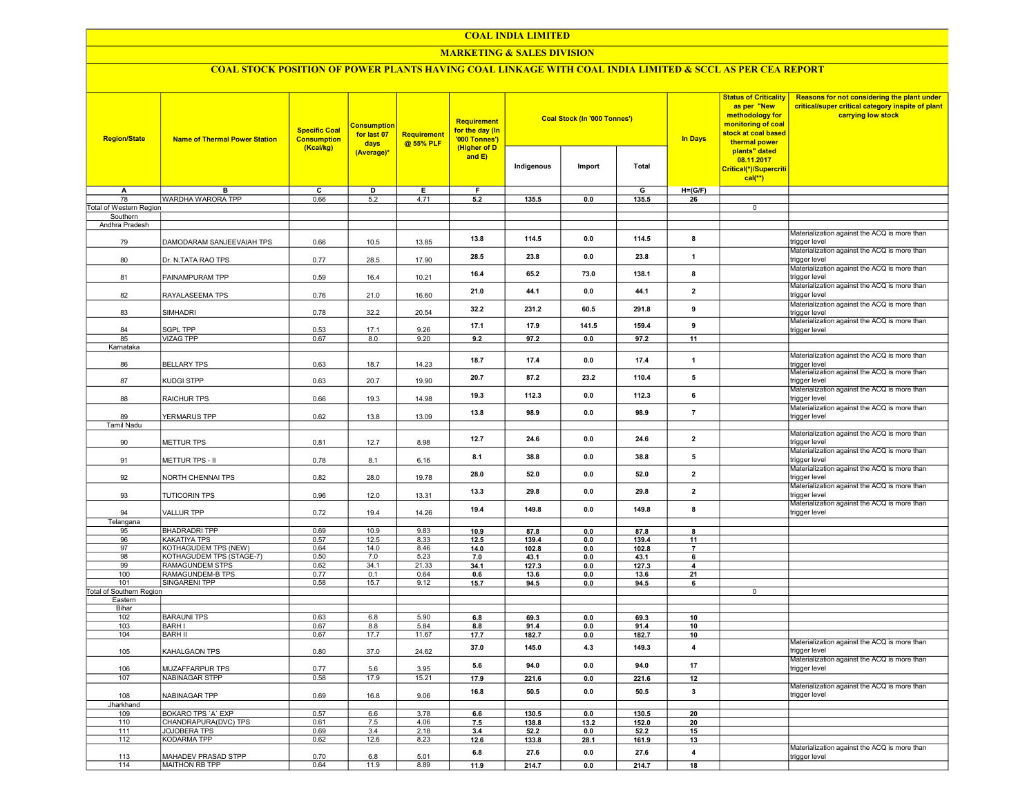# COAL INDIA LIMITED

## MARKETING & SALES DIVISION

### COAL STOCK POSITION OF POWER PLANTS HAVING COAL LINKAGE WITH COAL INDIA LIMITED & SCCL AS PER CEA REPORT

| Region/State | Name of Thermal Power Station | Specific Coal Consumption (Kcal/kg) | Consumption for last 07 days (Average)* | Requirement @ 55% PLF | Requirement for the day (In '000 Tonnes') (Higher of D and E) | Coal Stock (In '000 Tonnes') | | | In Days | Status of Criticality as per "New methodology for monitoring of coal stock at coal based thermal power plants" dated 08.11.2017 Critical(*)/Supercritical(**) | Reasons for not considering the plant under critical/super critical category inspite of plant carrying low stock |
|---|---|---|---|---|---|---|---|---|---|---|---|
| | | | | | | Indigenous | Import | Total | | | |
| A | B | C | D | E | F | | | G | H=(G/F) | | |
| 78 | WARDHA WARORA TPP | 0.66 | 5.2 | 4.71 | 5.2 | 135.5 | 0.0 | 135.5 | 26 | | |
| Total of Western Region | | | | | | | | | | 0 | |
| Southern | | | | | | | | | | | |
| Andhra Pradesh | | | | | | | | | | | |
| 79 | DAMODARAM SANJEEVAIAH TPS | 0.66 | 10.5 | 13.85 | 13.8 | 114.5 | 0.0 | 114.5 | 8 | | Materialization against the ACQ is more than trigger level |
| 80 | Dr. N.TATA RAO TPS | 0.77 | 28.5 | 17.90 | 28.5 | 23.8 | 0.0 | 23.8 | 1 | | Materialization against the ACQ is more than trigger level |
| 81 | PAINAMPURAM TPP | 0.59 | 16.4 | 10.21 | 16.4 | 65.2 | 73.0 | 138.1 | 8 | | Materialization against the ACQ is more than trigger level |
| 82 | RAYALASEEMA TPS | 0.76 | 21.0 | 16.60 | 21.0 | 44.1 | 0.0 | 44.1 | 2 | | Materialization against the ACQ is more than trigger level |
| 83 | SIMHADRI | 0.78 | 32.2 | 20.54 | 32.2 | 231.2 | 60.5 | 291.8 | 9 | | Materialization against the ACQ is more than trigger level |
| 84 | SGPL TPP | 0.53 | 17.1 | 9.26 | 17.1 | 17.9 | 141.5 | 159.4 | 9 | | Materialization against the ACQ is more than trigger level |
| 85 | VIZAG TPP | 0.67 | 8.0 | 9.20 | 9.2 | 97.2 | 0.0 | 97.2 | 11 | | |
| Karnataka | | | | | | | | | | | |
| 86 | BELLARY TPS | 0.63 | 18.7 | 14.23 | 18.7 | 17.4 | 0.0 | 17.4 | 1 | | Materialization against the ACQ is more than trigger level |
| 87 | KUDGI STPP | 0.63 | 20.7 | 19.90 | 20.7 | 87.2 | 23.2 | 110.4 | 5 | | Materialization against the ACQ is more than trigger level |
| 88 | RAICHUR TPS | 0.66 | 19.3 | 14.98 | 19.3 | 112.3 | 0.0 | 112.3 | 6 | | Materialization against the ACQ is more than trigger level |
| 89 | YERMARUS TPP | 0.62 | 13.8 | 13.09 | 13.8 | 98.9 | 0.0 | 98.9 | 7 | | Materialization against the ACQ is more than trigger level |
| Tamil Nadu | | | | | | | | | | | |
| 90 | METTUR TPS | 0.81 | 12.7 | 8.98 | 12.7 | 24.6 | 0.0 | 24.6 | 2 | | Materialization against the ACQ is more than trigger level |
| 91 | METTUR TPS - II | 0.78 | 8.1 | 6.16 | 8.1 | 38.8 | 0.0 | 38.8 | 5 | | Materialization against the ACQ is more than trigger level |
| 92 | NORTH CHENNAI TPS | 0.82 | 28.0 | 19.78 | 28.0 | 52.0 | 0.0 | 52.0 | 2 | | Materialization against the ACQ is more than trigger level |
| 93 | TUTICORIN TPS | 0.96 | 12.0 | 13.31 | 13.3 | 29.8 | 0.0 | 29.8 | 2 | | Materialization against the ACQ is more than trigger level |
| 94 | VALLUR TPP | 0.72 | 19.4 | 14.26 | 19.4 | 149.8 | 0.0 | 149.8 | 8 | | Materialization against the ACQ is more than trigger level |
| Telangana | | | | | | | | | | | |
| 95 | BHADRADRI TPP | 0.69 | 10.9 | 9.83 | 10.9 | 87.8 | 0.0 | 87.8 | 8 | | |
| 96 | KAKATIYA TPS | 0.57 | 12.5 | 8.33 | 12.5 | 139.4 | 0.0 | 139.4 | 11 | | |
| 97 | KOTHAGUDEM TPS (NEW) | 0.64 | 14.0 | 8.46 | 14.0 | 102.8 | 0.0 | 102.8 | 7 | | |
| 98 | KOTHAGUDEM TPS (STAGE-7) | 0.50 | 7.0 | 5.23 | 7.0 | 43.1 | 0.0 | 43.1 | 6 | | |
| 99 | RAMAGUNDEM STPS | 0.62 | 34.1 | 21.33 | 34.1 | 127.3 | 0.0 | 127.3 | 4 | | |
| 100 | RAMAGUNDEM-B TPS | 0.77 | 0.1 | 0.64 | 0.6 | 13.6 | 0.0 | 13.6 | 21 | | |
| 101 | SINGARENI TPP | 0.58 | 15.7 | 9.12 | 15.7 | 94.5 | 0.0 | 94.5 | 6 | | |
| Total of Southern Region | | | | | | | | | | 0 | |
| Eastern | | | | | | | | | | | |
| Bihar | | | | | | | | | | | |
| 102 | BARAUNI TPS | 0.63 | 6.8 | 5.90 | 6.8 | 69.3 | 0.0 | 69.3 | 10 | | |
| 103 | BARH I | 0.67 | 8.8 | 5.84 | 8.8 | 91.4 | 0.0 | 91.4 | 10 | | |
| 104 | BARH II | 0.67 | 17.7 | 11.67 | 17.7 | 182.7 | 0.0 | 182.7 | 10 | | |
| 105 | KAHALGAON TPS | 0.80 | 37.0 | 24.62 | 37.0 | 145.0 | 4.3 | 149.3 | 4 | | Materialization against the ACQ is more than trigger level |
| 106 | MUZAFFARPUR TPS | 0.77 | 5.6 | 3.95 | 5.6 | 94.0 | 0.0 | 94.0 | 17 | | Materialization against the ACQ is more than trigger level |
| 107 | NABINAGAR STPP | 0.58 | 17.9 | 15.21 | 17.9 | 221.6 | 0.0 | 221.6 | 12 | | |
| 108 | NABINAGAR TPP | 0.69 | 16.8 | 9.06 | 16.8 | 50.5 | 0.0 | 50.5 | 3 | | Materialization against the ACQ is more than trigger level |
| Jharkhand | | | | | | | | | | | |
| 109 | BOKARO TPS `A` EXP | 0.57 | 6.6 | 3.78 | 6.6 | 130.5 | 0.0 | 130.5 | 20 | | |
| 110 | CHANDRAPURA(DVC) TPS | 0.61 | 7.5 | 4.06 | 7.5 | 138.8 | 13.2 | 152.0 | 20 | | |
| 111 | JOJOBERA TPS | 0.69 | 3.4 | 2.18 | 3.4 | 52.2 | 0.0 | 52.2 | 15 | | |
| 112 | KODARMA TPP | 0.62 | 12.6 | 8.23 | 12.6 | 133.8 | 28.1 | 161.9 | 13 | | |
| 113 | MAHADEV PRASAD STPP | 0.70 | 6.8 | 5.01 | 6.8 | 27.6 | 0.0 | 27.6 | 4 | | Materialization against the ACQ is more than trigger level |
| 114 | MAITHON RB TPP | 0.64 | 11.9 | 8.89 | 11.9 | 214.7 | 0.0 | 214.7 | 18 | | |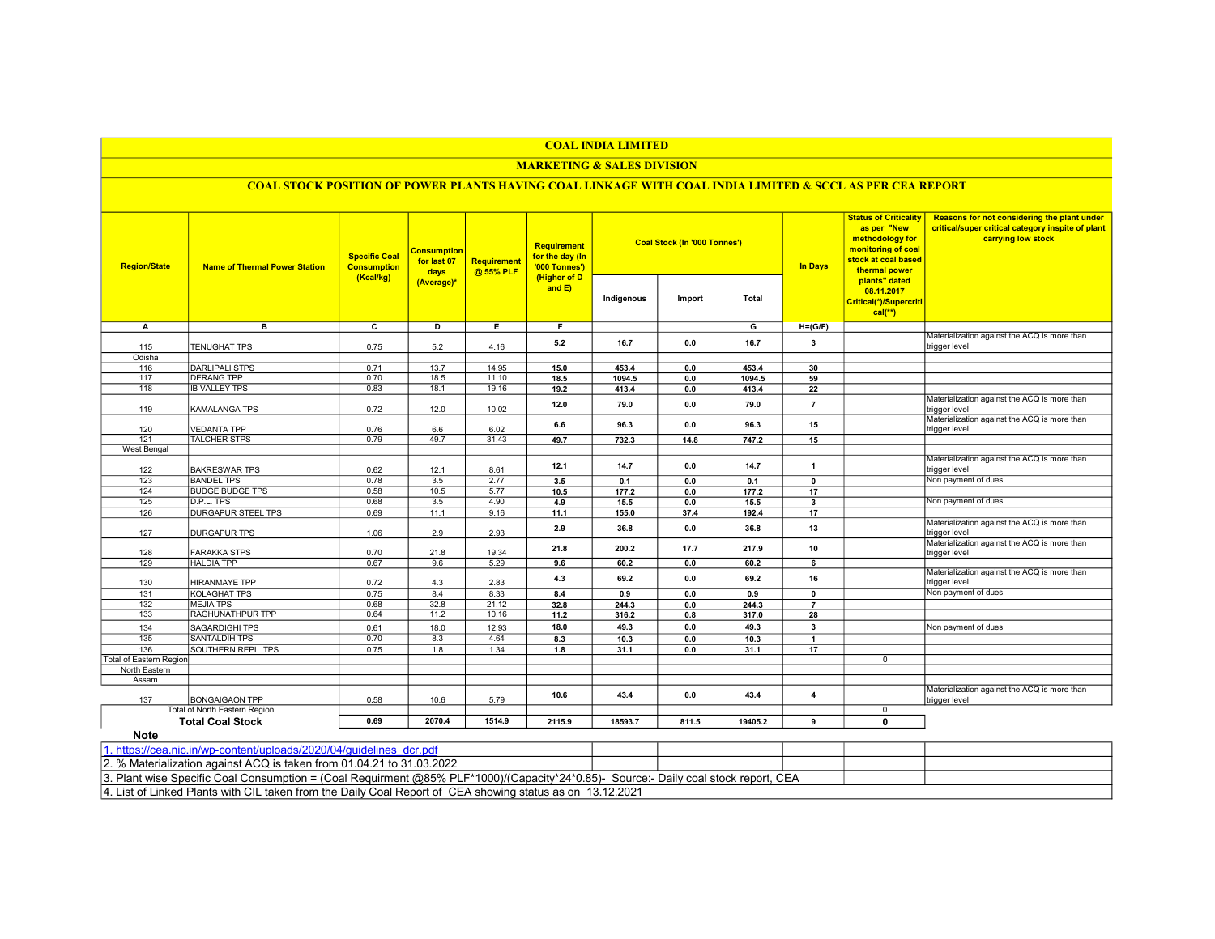# COAL INDIA LIMITED

## MARKETING & SALES DIVISION

### COAL STOCK POSITION OF POWER PLANTS HAVING COAL LINKAGE WITH COAL INDIA LIMITED & SCCL AS PER CEA REPORT

| Region/State | Name of Thermal Power Station | Specific Coal Consumption (Kcal/kg) | Consumption for last 07 days (Average)* | Requirement @ 55% PLF | Requirement for the day (In '000 Tonnes') (Higher of D and E) | Coal Stock (In '000 Tonnes') | | | In Days | Status of Criticality as per "New methodology for monitoring of coal stock at coal based thermal power plants" dated 08.11.2017 Critical(*)/Supercritical(**) | Reasons for not considering the plant under critical/super critical category inspite of plant carrying low stock |
|---|---|---|---|---|---|---|---|---|---|---|---|
| | | | | | | Indigenous | Import | Total | | | |
| A | B | C | D | E | F | | | G | H=(G/F) | | |
| 115 | TENUGHAT TPS | 0.75 | 5.2 | 4.16 | 5.2 | 16.7 | 0.0 | 16.7 | 3 | | Materialization against the ACQ is more than trigger level |
| Odisha | | | | | | | | | | | |
| 116 | DARLIPALI STPS | 0.71 | 13.7 | 14.95 | 15.0 | 453.4 | 0.0 | 453.4 | 30 | | |
| 117 | DERANG TPP | 0.70 | 18.5 | 11.10 | 18.5 | 1094.5 | 0.0 | 1094.5 | 59 | | |
| 118 | IB VALLEY TPS | 0.83 | 18.1 | 19.16 | 19.2 | 413.4 | 0.0 | 413.4 | 22 | | |
| 119 | KAMALANGA TPS | 0.72 | 12.0 | 10.02 | 12.0 | 79.0 | 0.0 | 79.0 | 7 | | Materialization against the ACQ is more than trigger level |
| 120 | VEDANTA TPP | 0.76 | 6.6 | 6.02 | 6.6 | 96.3 | 0.0 | 96.3 | 15 | | Materialization against the ACQ is more than trigger level |
| 121 | TALCHER STPS | 0.79 | 49.7 | 31.43 | 49.7 | 732.3 | 14.8 | 747.2 | 15 | | |
| West Bengal | | | | | | | | | | | |
| 122 | BAKRESWAR TPS | 0.62 | 12.1 | 8.61 | 12.1 | 14.7 | 0.0 | 14.7 | 1 | | Materialization against the ACQ is more than trigger level |
| 123 | BANDEL TPS | 0.78 | 3.5 | 2.77 | 3.5 | 0.1 | 0.0 | 0.1 | 0 | | Non payment of dues |
| 124 | BUDGE BUDGE TPS | 0.58 | 10.5 | 5.77 | 10.5 | 177.2 | 0.0 | 177.2 | 17 | | |
| 125 | D.P.L. TPS | 0.68 | 3.5 | 4.90 | 4.9 | 15.5 | 0.0 | 15.5 | 3 | | Non payment of dues |
| 126 | DURGAPUR STEEL TPS | 0.69 | 11.1 | 9.16 | 11.1 | 155.0 | 37.4 | 192.4 | 17 | | |
| 127 | DURGAPUR TPS | 1.06 | 2.9 | 2.93 | 2.9 | 36.8 | 0.0 | 36.8 | 13 | | Materialization against the ACQ is more than trigger level |
| 128 | FARAKKA STPS | 0.70 | 21.8 | 19.34 | 21.8 | 200.2 | 17.7 | 217.9 | 10 | | Materialization against the ACQ is more than trigger level |
| 129 | HALDIA TPP | 0.67 | 9.6 | 5.29 | 9.6 | 60.2 | 0.0 | 60.2 | 6 | | |
| 130 | HIRANMAYE TPP | 0.72 | 4.3 | 2.83 | 4.3 | 69.2 | 0.0 | 69.2 | 16 | | Materialization against the ACQ is more than trigger level |
| 131 | KOLAGHAT TPS | 0.75 | 8.4 | 8.33 | 8.4 | 0.9 | 0.0 | 0.9 | 0 | | Non payment of dues |
| 132 | MEJIA TPS | 0.68 | 32.8 | 21.12 | 32.8 | 244.3 | 0.0 | 244.3 | 7 | | |
| 133 | RAGHUNATHPUR TPP | 0.64 | 11.2 | 10.16 | 11.2 | 316.2 | 0.8 | 317.0 | 28 | | |
| 134 | SAGARDIGHI TPS | 0.61 | 18.0 | 12.93 | 18.0 | 49.3 | 0.0 | 49.3 | 3 | | Non payment of dues |
| 135 | SANTALDIH TPS | 0.70 | 8.3 | 4.64 | 8.3 | 10.3 | 0.0 | 10.3 | 1 | | |
| 136 | SOUTHERN REPL. TPS | 0.75 | 1.8 | 1.34 | 1.8 | 31.1 | 0.0 | 31.1 | 17 | | |
| Total of Eastern Region | | | | | | | | | | 0 | |
| North Eastern | | | | | | | | | | | |
| Assam | | | | | | | | | | | |
| 137 | BONGAIGAON TPP | 0.58 | 10.6 | 5.79 | 10.6 | 43.4 | 0.0 | 43.4 | 4 | | Materialization against the ACQ is more than trigger level |
| Total of North Eastern Region | | | | | | | | | | 0 | |
| **Total Coal Stock** | | 0.69 | 2070.4 | 1514.9 | 2115.9 | 18593.7 | 811.5 | 19405.2 | 9 | 0 | |

**Note**

1. https://cea.nic.in/wp-content/uploads/2020/04/guidelines_dcr.pdf
2. % Materialization against ACQ is taken from 01.04.21 to 31.03.2022
3. Plant wise Specific Coal Consumption = (Coal Requirment @85% PLF*1000)/(Capacity*24*0.85)- Source:- Daily coal stock report, CEA
4. List of Linked Plants with CIL taken from the Daily Coal Report of CEA showing status as on 13.12.2021